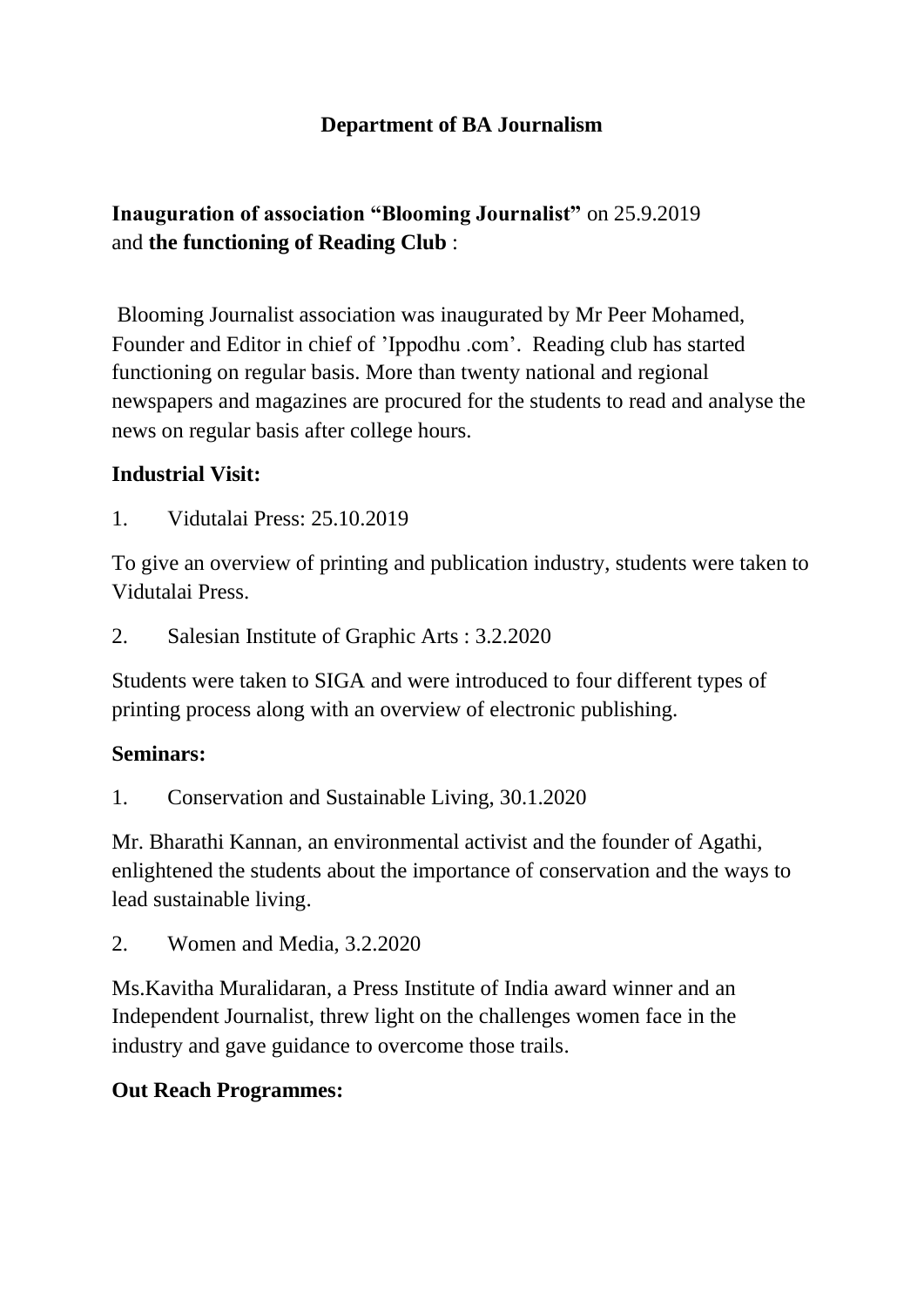# Department of BA Journalism

**Inauguration of association "Blooming Journalist"** on 25.9.2019 and **the functioning of Reading Club** :

Blooming Journalist association was inaugurated by Mr Peer Mohamed, Founder and Editor in chief of 'Ippodhu .com'. Reading club has started functioning on regular basis. More than twenty national and regional newspapers and magazines are procured for the students to read and analyse the news on regular basis after college hours.

**Industrial Visit:**

1. Vidutalai Press: 25.10.2019

To give an overview of printing and publication industry, students were taken to Vidutalai Press.

2. Salesian Institute of Graphic Arts : 3.2.2020

Students were taken to SIGA and were introduced to four different types of printing process along with an overview of electronic publishing.

**Seminars:**

1. Conservation and Sustainable Living, 30.1.2020

Mr. Bharathi Kannan, an environmental activist and the founder of Agathi, enlightened the students about the importance of conservation and the ways to lead sustainable living.

2. Women and Media, 3.2.2020

Ms.Kavitha Muralidaran, a Press Institute of India award winner and an Independent Journalist, threw light on the challenges women face in the industry and gave guidance to overcome those trails.

**Out Reach Programmes:**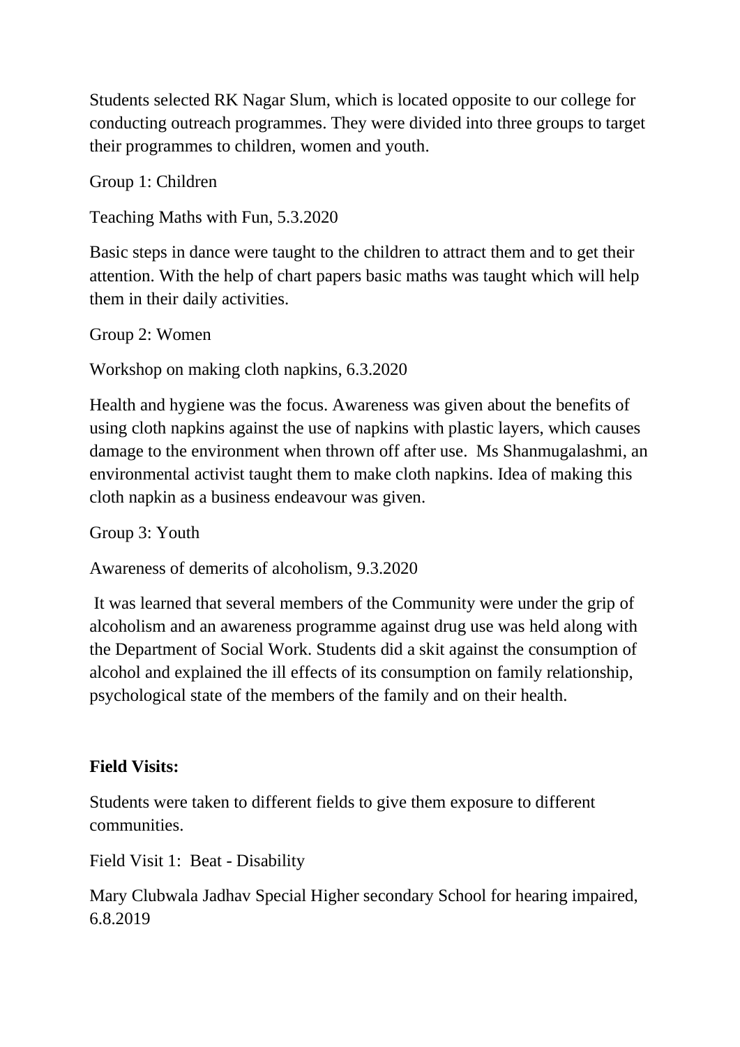Students selected RK Nagar Slum, which is located opposite to our college for conducting outreach programmes. They were divided into three groups to target their programmes to children, women and youth.

Group 1: Children

Teaching Maths with Fun, 5.3.2020

Basic steps in dance were taught to the children to attract them and to get their attention. With the help of chart papers basic maths was taught which will help them in their daily activities.

Group 2: Women

Workshop on making cloth napkins, 6.3.2020

Health and hygiene was the focus. Awareness was given about the benefits of using cloth napkins against the use of napkins with plastic layers, which causes damage to the environment when thrown off after use. Ms Shanmugalashmi, an environmental activist taught them to make cloth napkins. Idea of making this cloth napkin as a business endeavour was given.

Group 3: Youth

Awareness of demerits of alcoholism, 9.3.2020

It was learned that several members of the Community were under the grip of alcoholism and an awareness programme against drug use was held along with the Department of Social Work. Students did a skit against the consumption of alcohol and explained the ill effects of its consumption on family relationship, psychological state of the members of the family and on their health.

**Field Visits:**

Students were taken to different fields to give them exposure to different communities.

Field Visit 1: Beat - Disability

Mary Clubwala Jadhav Special Higher secondary School for hearing impaired, 6.8.2019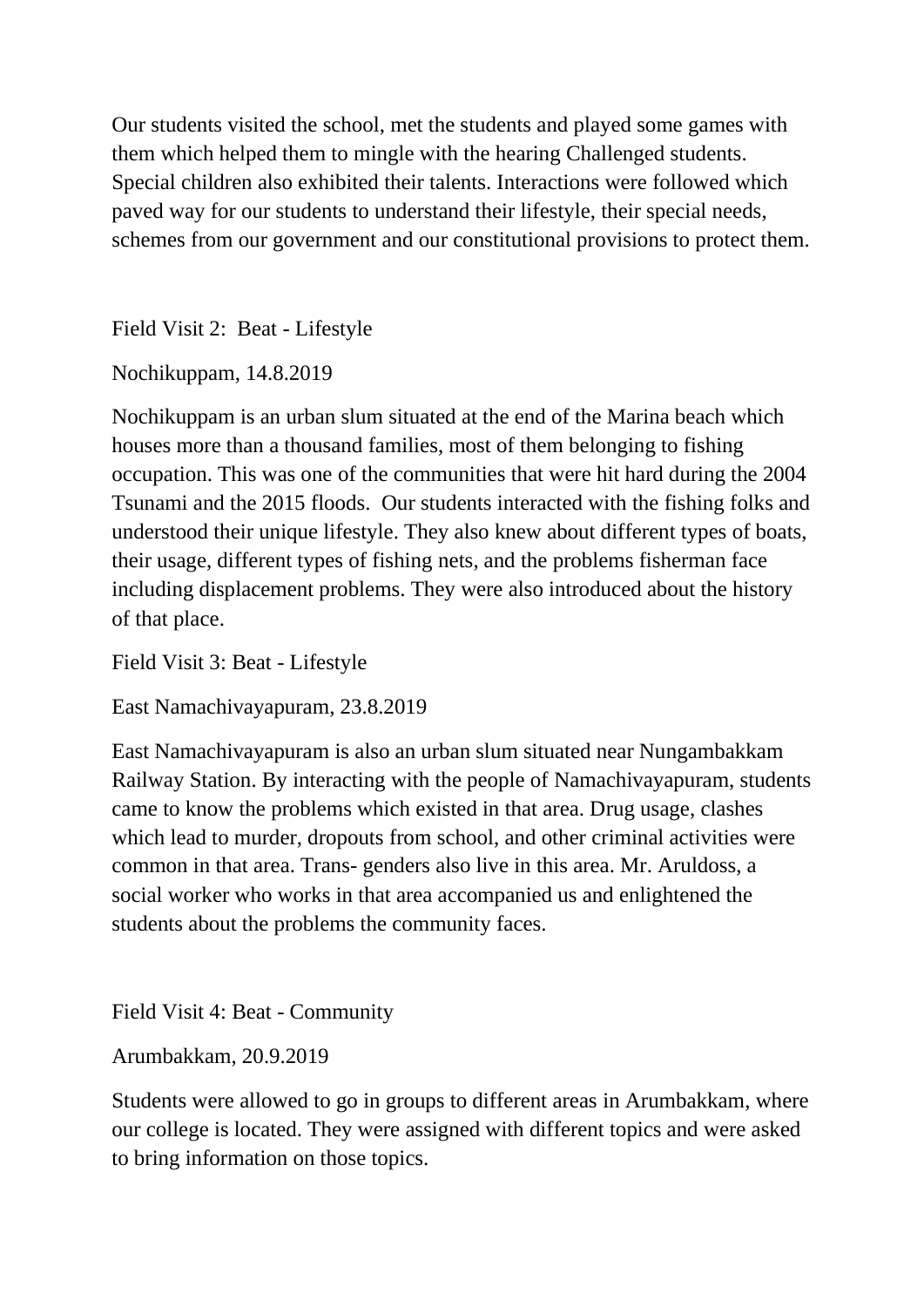Our students visited the school, met the students and played some games with them which helped them to mingle with the hearing Challenged students. Special children also exhibited their talents. Interactions were followed which paved way for our students to understand their lifestyle, their special needs, schemes from our government and our constitutional provisions to protect them.

Field Visit 2: Beat - Lifestyle

Nochikuppam, 14.8.2019

Nochikuppam is an urban slum situated at the end of the Marina beach which houses more than a thousand families, most of them belonging to fishing occupation. This was one of the communities that were hit hard during the 2004 Tsunami and the 2015 floods. Our students interacted with the fishing folks and understood their unique lifestyle. They also knew about different types of boats, their usage, different types of fishing nets, and the problems fisherman face including displacement problems. They were also introduced about the history of that place.

Field Visit 3: Beat - Lifestyle

East Namachivayapuram, 23.8.2019

East Namachivayapuram is also an urban slum situated near Nungambakkam Railway Station. By interacting with the people of Namachivayapuram, students came to know the problems which existed in that area. Drug usage, clashes which lead to murder, dropouts from school, and other criminal activities were common in that area. Trans- genders also live in this area. Mr. Aruldoss, a social worker who works in that area accompanied us and enlightened the students about the problems the community faces.

Field Visit 4: Beat - Community

Arumbakkam, 20.9.2019

Students were allowed to go in groups to different areas in Arumbakkam, where our college is located. They were assigned with different topics and were asked to bring information on those topics.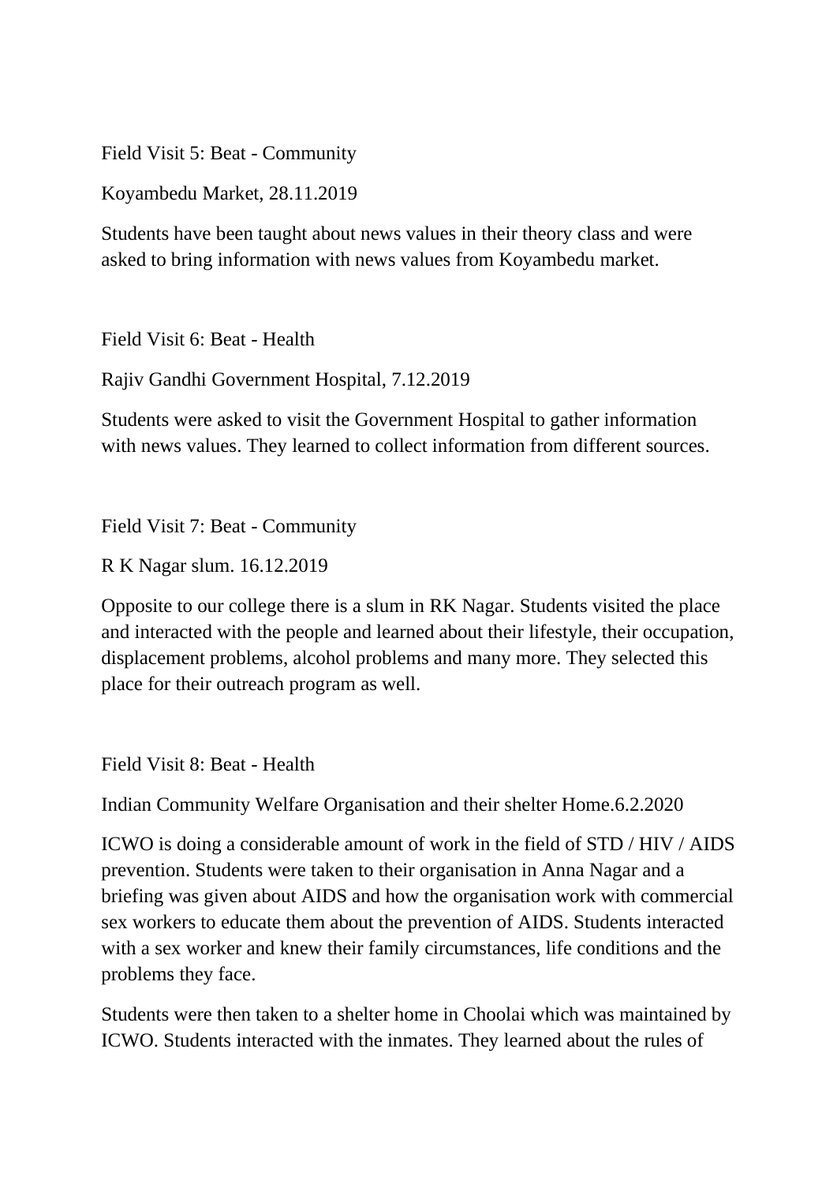Field Visit 5: Beat - Community

Koyambedu Market, 28.11.2019

Students have been taught about news values in their theory class and were asked to bring information with news values from Koyambedu market.

Field Visit 6: Beat - Health

Rajiv Gandhi Government Hospital, 7.12.2019

Students were asked to visit the Government Hospital to gather information with news values. They learned to collect information from different sources.

Field Visit 7: Beat - Community

R K Nagar slum. 16.12.2019

Opposite to our college there is a slum in RK Nagar. Students visited the place and interacted with the people and learned about their lifestyle, their occupation, displacement problems, alcohol problems and many more. They selected this place for their outreach program as well.

Field Visit 8: Beat - Health

Indian Community Welfare Organisation and their shelter Home.6.2.2020

ICWO is doing a considerable amount of work in the field of STD / HIV / AIDS prevention. Students were taken to their organisation in Anna Nagar and a briefing was given about AIDS and how the organisation work with commercial sex workers to educate them about the prevention of AIDS. Students interacted with a sex worker and knew their family circumstances, life conditions and the problems they face.

Students were then taken to a shelter home in Choolai which was maintained by ICWO. Students interacted with the inmates. They learned about the rules of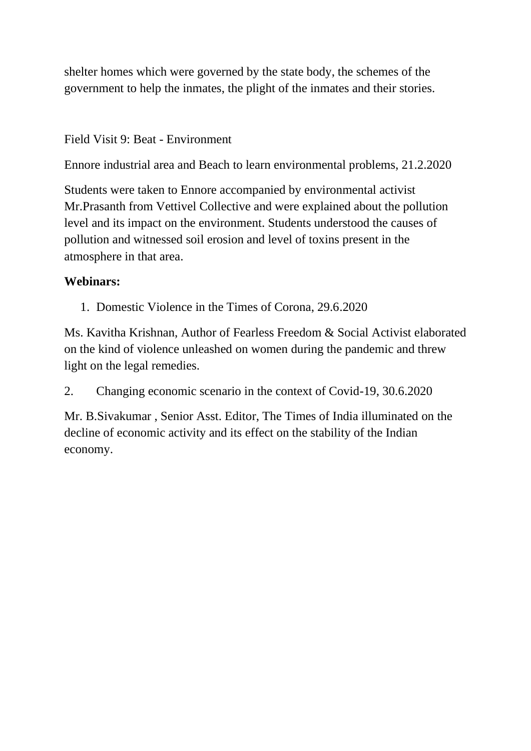shelter homes which were governed by the state body, the schemes of the government to help the inmates, the plight of the inmates and their stories.

Field Visit 9: Beat - Environment

Ennore industrial area and Beach to learn environmental problems, 21.2.2020

Students were taken to Ennore accompanied by environmental activist Mr.Prasanth from Vettivel Collective and were explained about the pollution level and its impact on the environment. Students understood the causes of pollution and witnessed soil erosion and level of toxins present in the atmosphere in that area.

**Webinars:**

1. Domestic Violence in the Times of Corona, 29.6.2020

Ms. Kavitha Krishnan, Author of Fearless Freedom & Social Activist elaborated on the kind of violence unleashed on women during the pandemic and threw light on the legal remedies.

2. Changing economic scenario in the context of Covid-19, 30.6.2020

Mr. B.Sivakumar , Senior Asst. Editor, The Times of India illuminated on the decline of economic activity and its effect on the stability of the Indian economy.